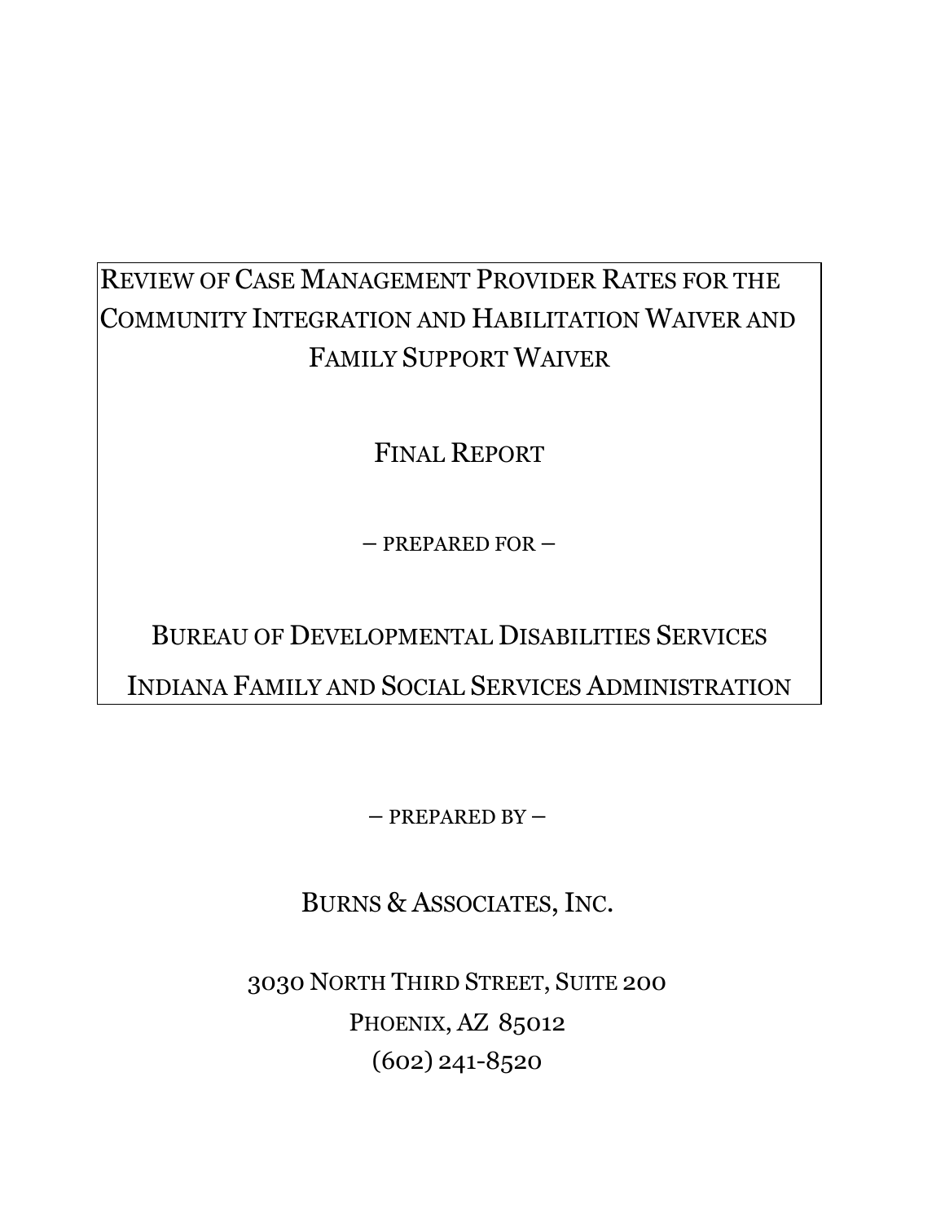# Review of Case Management Provider Rates for the Community Integration and Habilitation Waiver and Family Support Waiver

## Final Report

– prepared for –

Bureau of Developmental Disabilities Services

Indiana Family and Social Services Administration

– prepared by –

Burns & Associates, Inc.

3030 North Third Street, Suite 200
Phoenix, AZ 85012
(602) 241-8520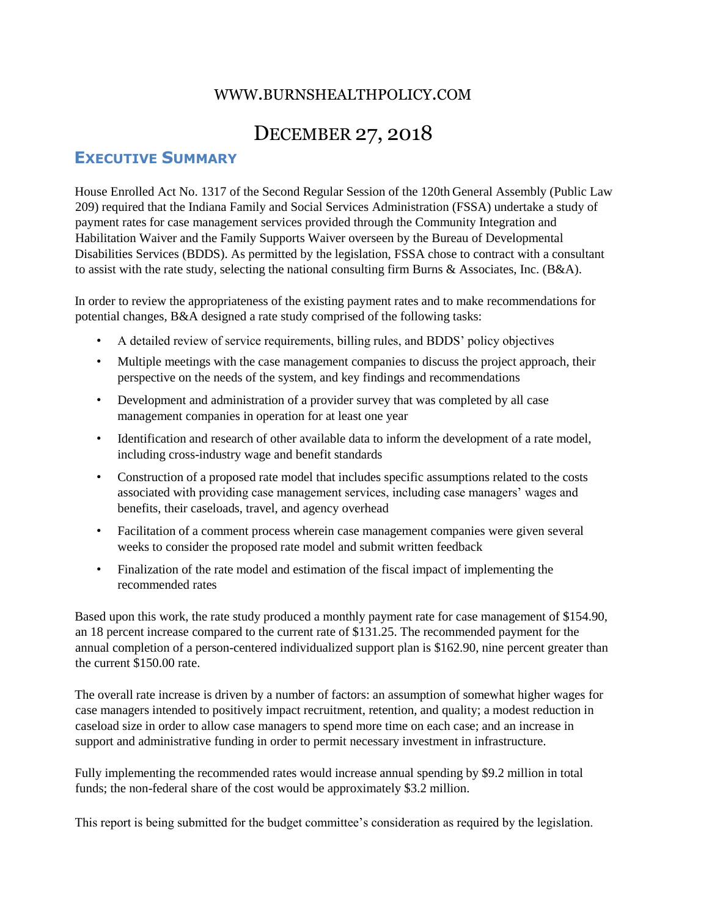WWW.BURNSHEALTHPOLICY.COM

DECEMBER 27, 2018

## EXECUTIVE SUMMARY

House Enrolled Act No. 1317 of the Second Regular Session of the 120th General Assembly (Public Law 209) required that the Indiana Family and Social Services Administration (FSSA) undertake a study of payment rates for case management services provided through the Community Integration and Habilitation Waiver and the Family Supports Waiver overseen by the Bureau of Developmental Disabilities Services (BDDS). As permitted by the legislation, FSSA chose to contract with a consultant to assist with the rate study, selecting the national consulting firm Burns & Associates, Inc. (B&A).

In order to review the appropriateness of the existing payment rates and to make recommendations for potential changes, B&A designed a rate study comprised of the following tasks:

- A detailed review of service requirements, billing rules, and BDDS' policy objectives
- Multiple meetings with the case management companies to discuss the project approach, their perspective on the needs of the system, and key findings and recommendations
- Development and administration of a provider survey that was completed by all case management companies in operation for at least one year
- Identification and research of other available data to inform the development of a rate model, including cross-industry wage and benefit standards
- Construction of a proposed rate model that includes specific assumptions related to the costs associated with providing case management services, including case managers' wages and benefits, their caseloads, travel, and agency overhead
- Facilitation of a comment process wherein case management companies were given several weeks to consider the proposed rate model and submit written feedback
- Finalization of the rate model and estimation of the fiscal impact of implementing the recommended rates

Based upon this work, the rate study produced a monthly payment rate for case management of $154.90, an 18 percent increase compared to the current rate of $131.25. The recommended payment for the annual completion of a person-centered individualized support plan is $162.90, nine percent greater than the current $150.00 rate.

The overall rate increase is driven by a number of factors: an assumption of somewhat higher wages for case managers intended to positively impact recruitment, retention, and quality; a modest reduction in caseload size in order to allow case managers to spend more time on each case; and an increase in support and administrative funding in order to permit necessary investment in infrastructure.

Fully implementing the recommended rates would increase annual spending by $9.2 million in total funds; the non-federal share of the cost would be approximately $3.2 million.

This report is being submitted for the budget committee's consideration as required by the legislation.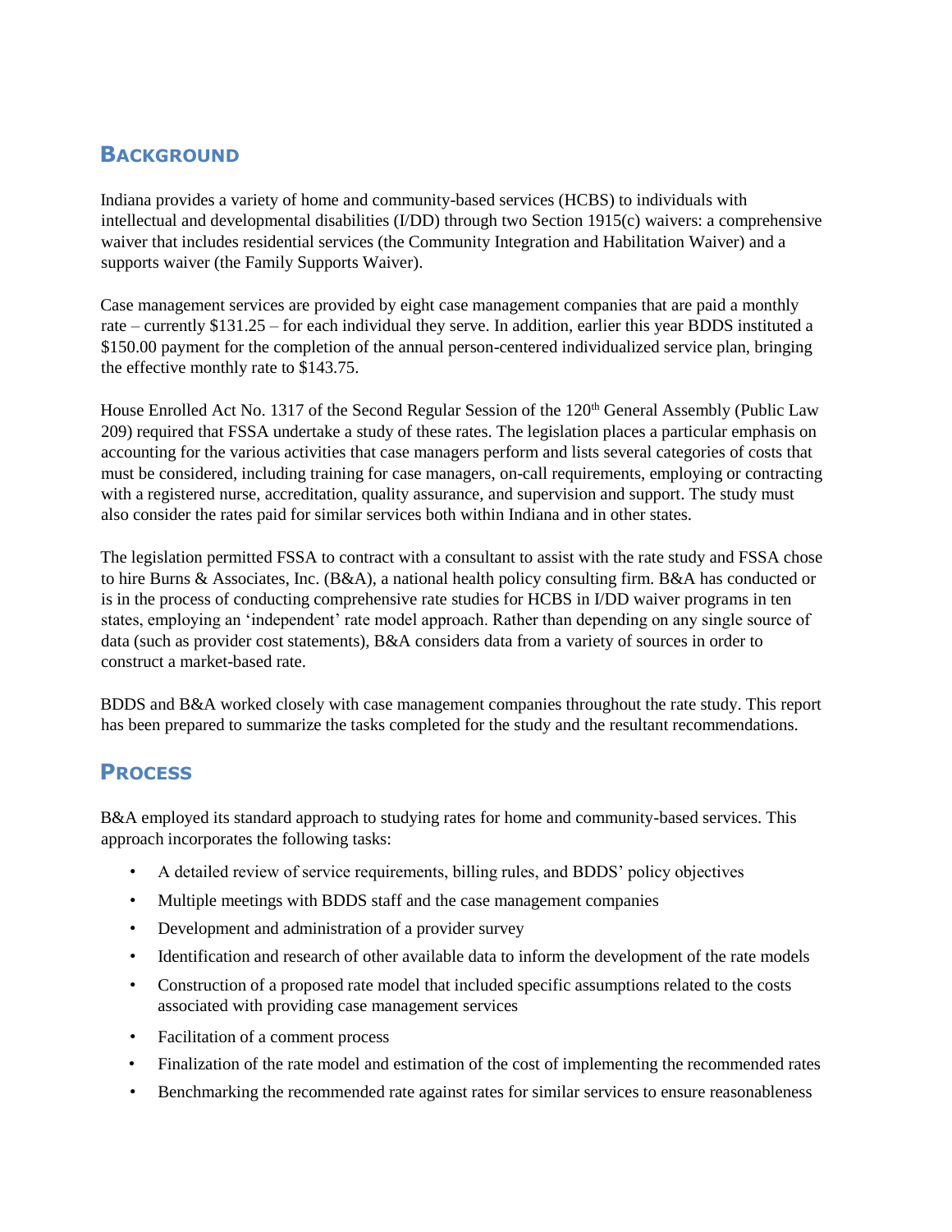## BACKGROUND

Indiana provides a variety of home and community-based services (HCBS) to individuals with intellectual and developmental disabilities (I/DD) through two Section 1915(c) waivers: a comprehensive waiver that includes residential services (the Community Integration and Habilitation Waiver) and a supports waiver (the Family Supports Waiver).

Case management services are provided by eight case management companies that are paid a monthly rate – currently $131.25 – for each individual they serve. In addition, earlier this year BDDS instituted a $150.00 payment for the completion of the annual person-centered individualized service plan, bringing the effective monthly rate to $143.75.

House Enrolled Act No. 1317 of the Second Regular Session of the 120th General Assembly (Public Law 209) required that FSSA undertake a study of these rates. The legislation places a particular emphasis on accounting for the various activities that case managers perform and lists several categories of costs that must be considered, including training for case managers, on-call requirements, employing or contracting with a registered nurse, accreditation, quality assurance, and supervision and support. The study must also consider the rates paid for similar services both within Indiana and in other states.

The legislation permitted FSSA to contract with a consultant to assist with the rate study and FSSA chose to hire Burns & Associates, Inc. (B&A), a national health policy consulting firm. B&A has conducted or is in the process of conducting comprehensive rate studies for HCBS in I/DD waiver programs in ten states, employing an 'independent' rate model approach. Rather than depending on any single source of data (such as provider cost statements), B&A considers data from a variety of sources in order to construct a market-based rate.

BDDS and B&A worked closely with case management companies throughout the rate study. This report has been prepared to summarize the tasks completed for the study and the resultant recommendations.

## PROCESS

B&A employed its standard approach to studying rates for home and community-based services. This approach incorporates the following tasks:

- A detailed review of service requirements, billing rules, and BDDS' policy objectives
- Multiple meetings with BDDS staff and the case management companies
- Development and administration of a provider survey
- Identification and research of other available data to inform the development of the rate models
- Construction of a proposed rate model that included specific assumptions related to the costs associated with providing case management services
- Facilitation of a comment process
- Finalization of the rate model and estimation of the cost of implementing the recommended rates
- Benchmarking the recommended rate against rates for similar services to ensure reasonableness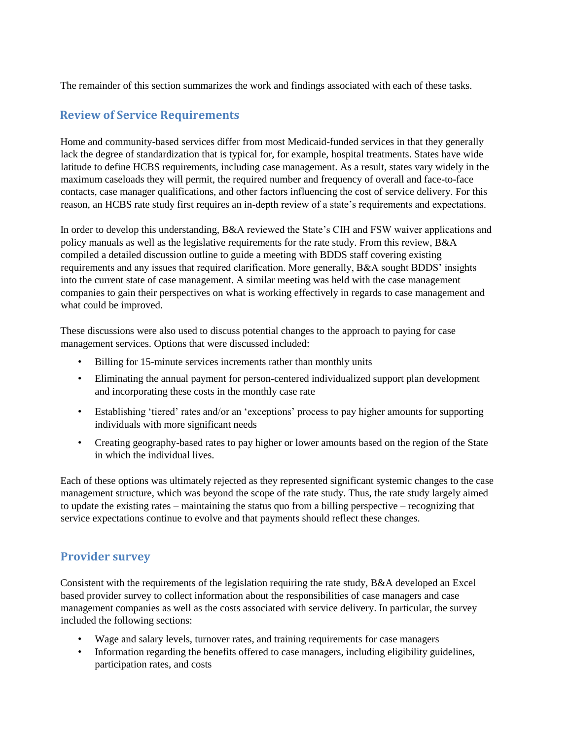The remainder of this section summarizes the work and findings associated with each of these tasks.

## Review of Service Requirements

Home and community-based services differ from most Medicaid-funded services in that they generally lack the degree of standardization that is typical for, for example, hospital treatments. States have wide latitude to define HCBS requirements, including case management. As a result, states vary widely in the maximum caseloads they will permit, the required number and frequency of overall and face-to-face contacts, case manager qualifications, and other factors influencing the cost of service delivery. For this reason, an HCBS rate study first requires an in-depth review of a state's requirements and expectations.

In order to develop this understanding, B&A reviewed the State's CIH and FSW waiver applications and policy manuals as well as the legislative requirements for the rate study. From this review, B&A compiled a detailed discussion outline to guide a meeting with BDDS staff covering existing requirements and any issues that required clarification. More generally, B&A sought BDDS' insights into the current state of case management. A similar meeting was held with the case management companies to gain their perspectives on what is working effectively in regards to case management and what could be improved.

These discussions were also used to discuss potential changes to the approach to paying for case management services. Options that were discussed included:

- Billing for 15-minute services increments rather than monthly units
- Eliminating the annual payment for person-centered individualized support plan development and incorporating these costs in the monthly case rate
- Establishing 'tiered' rates and/or an 'exceptions' process to pay higher amounts for supporting individuals with more significant needs
- Creating geography-based rates to pay higher or lower amounts based on the region of the State in which the individual lives.

Each of these options was ultimately rejected as they represented significant systemic changes to the case management structure, which was beyond the scope of the rate study. Thus, the rate study largely aimed to update the existing rates – maintaining the status quo from a billing perspective – recognizing that service expectations continue to evolve and that payments should reflect these changes.

## Provider survey

Consistent with the requirements of the legislation requiring the rate study, B&A developed an Excel based provider survey to collect information about the responsibilities of case managers and case management companies as well as the costs associated with service delivery. In particular, the survey included the following sections:

- Wage and salary levels, turnover rates, and training requirements for case managers
- Information regarding the benefits offered to case managers, including eligibility guidelines, participation rates, and costs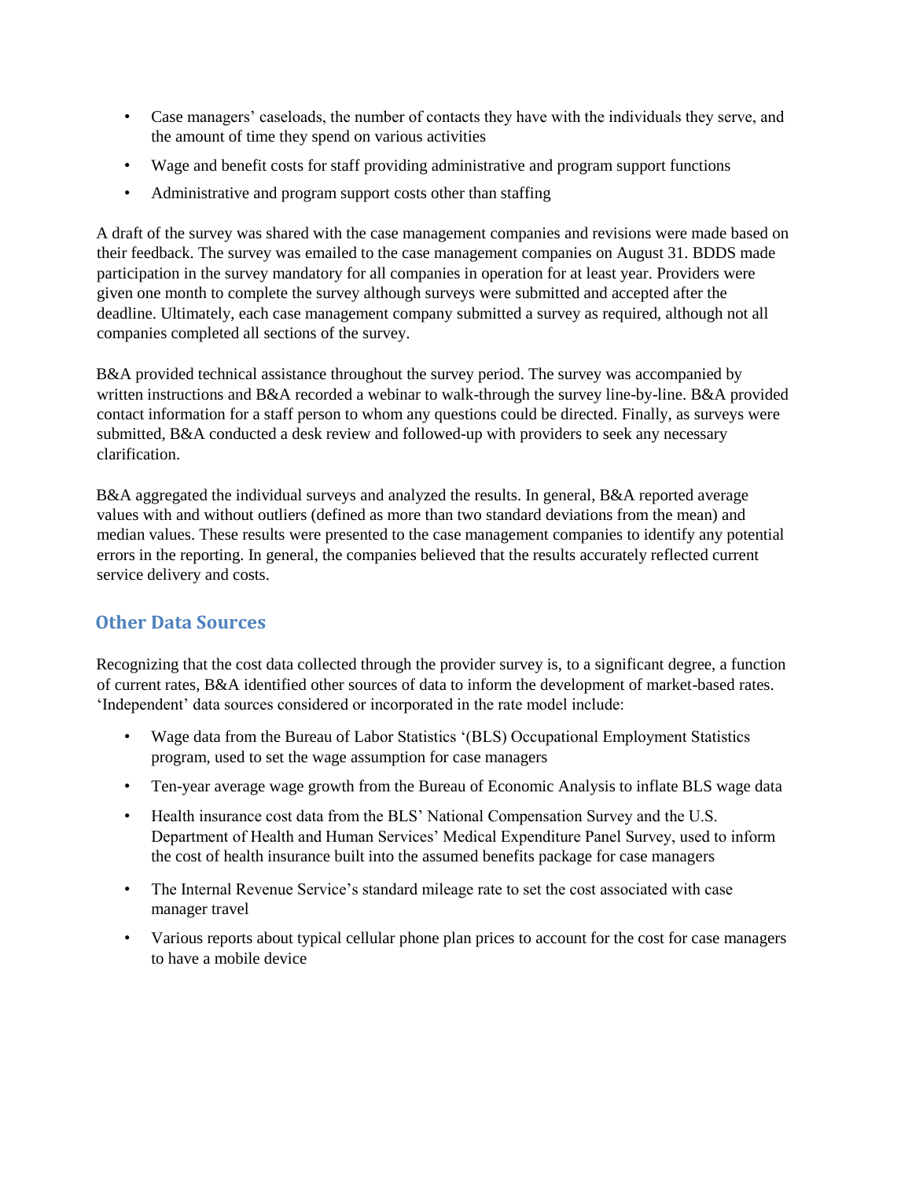- Case managers' caseloads, the number of contacts they have with the individuals they serve, and the amount of time they spend on various activities
- Wage and benefit costs for staff providing administrative and program support functions
- Administrative and program support costs other than staffing

A draft of the survey was shared with the case management companies and revisions were made based on their feedback. The survey was emailed to the case management companies on August 31. BDDS made participation in the survey mandatory for all companies in operation for at least year. Providers were given one month to complete the survey although surveys were submitted and accepted after the deadline. Ultimately, each case management company submitted a survey as required, although not all companies completed all sections of the survey.

B&A provided technical assistance throughout the survey period. The survey was accompanied by written instructions and B&A recorded a webinar to walk-through the survey line-by-line. B&A provided contact information for a staff person to whom any questions could be directed. Finally, as surveys were submitted, B&A conducted a desk review and followed-up with providers to seek any necessary clarification.

B&A aggregated the individual surveys and analyzed the results. In general, B&A reported average values with and without outliers (defined as more than two standard deviations from the mean) and median values. These results were presented to the case management companies to identify any potential errors in the reporting. In general, the companies believed that the results accurately reflected current service delivery and costs.

## Other Data Sources

Recognizing that the cost data collected through the provider survey is, to a significant degree, a function of current rates, B&A identified other sources of data to inform the development of market-based rates. 'Independent' data sources considered or incorporated in the rate model include:

- Wage data from the Bureau of Labor Statistics '(BLS) Occupational Employment Statistics program, used to set the wage assumption for case managers
- Ten-year average wage growth from the Bureau of Economic Analysis to inflate BLS wage data
- Health insurance cost data from the BLS' National Compensation Survey and the U.S. Department of Health and Human Services' Medical Expenditure Panel Survey, used to inform the cost of health insurance built into the assumed benefits package for case managers
- The Internal Revenue Service's standard mileage rate to set the cost associated with case manager travel
- Various reports about typical cellular phone plan prices to account for the cost for case managers to have a mobile device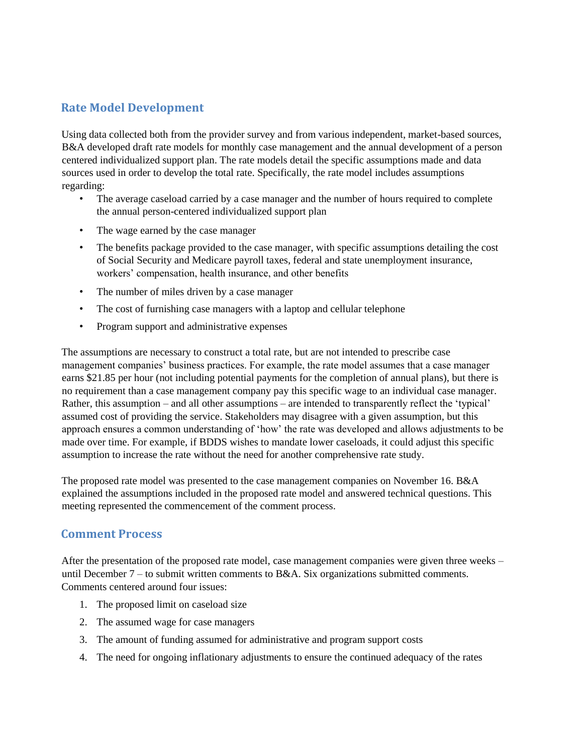## Rate Model Development

Using data collected both from the provider survey and from various independent, market-based sources, B&A developed draft rate models for monthly case management and the annual development of a person centered individualized support plan. The rate models detail the specific assumptions made and data sources used in order to develop the total rate. Specifically, the rate model includes assumptions regarding:

- The average caseload carried by a case manager and the number of hours required to complete the annual person-centered individualized support plan
- The wage earned by the case manager
- The benefits package provided to the case manager, with specific assumptions detailing the cost of Social Security and Medicare payroll taxes, federal and state unemployment insurance, workers' compensation, health insurance, and other benefits
- The number of miles driven by a case manager
- The cost of furnishing case managers with a laptop and cellular telephone
- Program support and administrative expenses

The assumptions are necessary to construct a total rate, but are not intended to prescribe case management companies' business practices. For example, the rate model assumes that a case manager earns $21.85 per hour (not including potential payments for the completion of annual plans), but there is no requirement than a case management company pay this specific wage to an individual case manager. Rather, this assumption – and all other assumptions – are intended to transparently reflect the 'typical' assumed cost of providing the service. Stakeholders may disagree with a given assumption, but this approach ensures a common understanding of 'how' the rate was developed and allows adjustments to be made over time. For example, if BDDS wishes to mandate lower caseloads, it could adjust this specific assumption to increase the rate without the need for another comprehensive rate study.

The proposed rate model was presented to the case management companies on November 16. B&A explained the assumptions included in the proposed rate model and answered technical questions. This meeting represented the commencement of the comment process.

## Comment Process

After the presentation of the proposed rate model, case management companies were given three weeks – until December 7 – to submit written comments to B&A. Six organizations submitted comments. Comments centered around four issues:

1. The proposed limit on caseload size
2. The assumed wage for case managers
3. The amount of funding assumed for administrative and program support costs
4. The need for ongoing inflationary adjustments to ensure the continued adequacy of the rates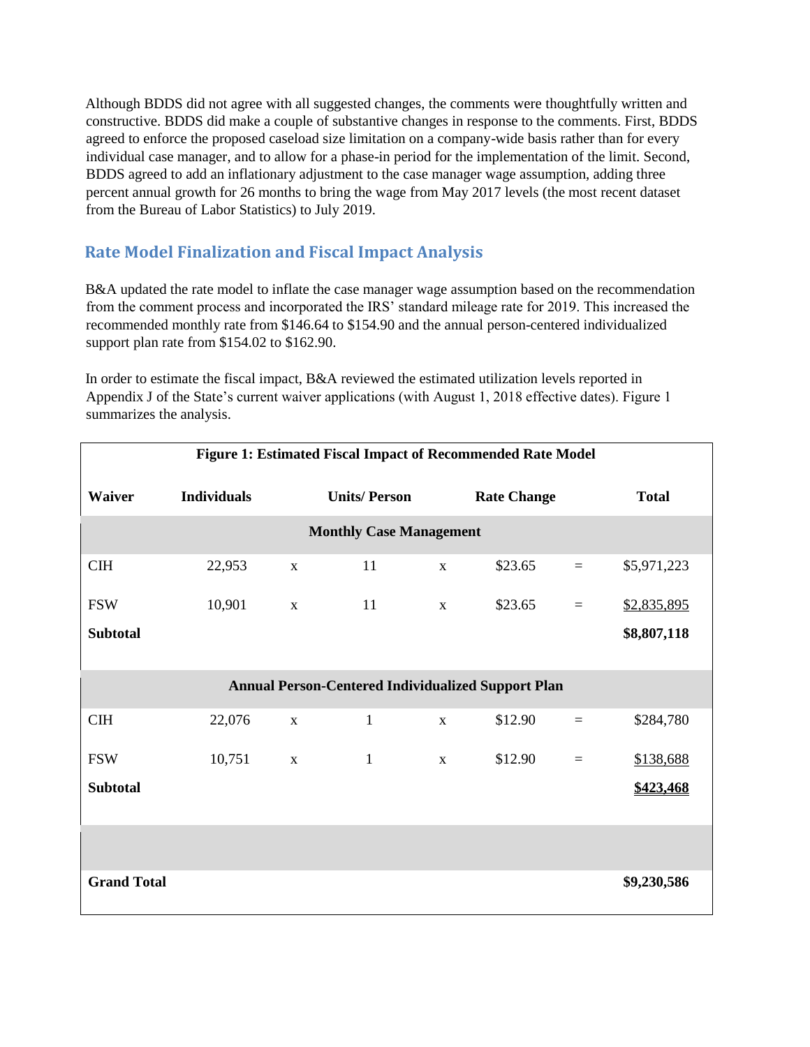Although BDDS did not agree with all suggested changes, the comments were thoughtfully written and constructive. BDDS did make a couple of substantive changes in response to the comments. First, BDDS agreed to enforce the proposed caseload size limitation on a company-wide basis rather than for every individual case manager, and to allow for a phase-in period for the implementation of the limit. Second, BDDS agreed to add an inflationary adjustment to the case manager wage assumption, adding three percent annual growth for 26 months to bring the wage from May 2017 levels (the most recent dataset from the Bureau of Labor Statistics) to July 2019.

## Rate Model Finalization and Fiscal Impact Analysis

B&A updated the rate model to inflate the case manager wage assumption based on the recommendation from the comment process and incorporated the IRS' standard mileage rate for 2019. This increased the recommended monthly rate from $146.64 to $154.90 and the annual person-centered individualized support plan rate from $154.02 to $162.90.

In order to estimate the fiscal impact, B&A reviewed the estimated utilization levels reported in Appendix J of the State's current waiver applications (with August 1, 2018 effective dates). Figure 1 summarizes the analysis.

**Figure 1: Estimated Fiscal Impact of Recommended Rate Model**

| Waiver | Individuals | | Units/ Person | | Rate Change | | Total |
|---|---|---|---|---|---|---|---|
| **Monthly Case Management** | | | | | | | |
| CIH | 22,953 | x | 11 | x | $23.65 | = | $5,971,223 |
| FSW | 10,901 | x | 11 | x | $23.65 | = | $2,835,895 |
| **Subtotal** | | | | | | | **$8,807,118** |
| **Annual Person-Centered Individualized Support Plan** | | | | | | | |
| CIH | 22,076 | x | 1 | x | $12.90 | = | $284,780 |
| FSW | 10,751 | x | 1 | x | $12.90 | = | $138,688 |
| **Subtotal** | | | | | | | **$423,468** |
| **Grand Total** | | | | | | | **$9,230,586** |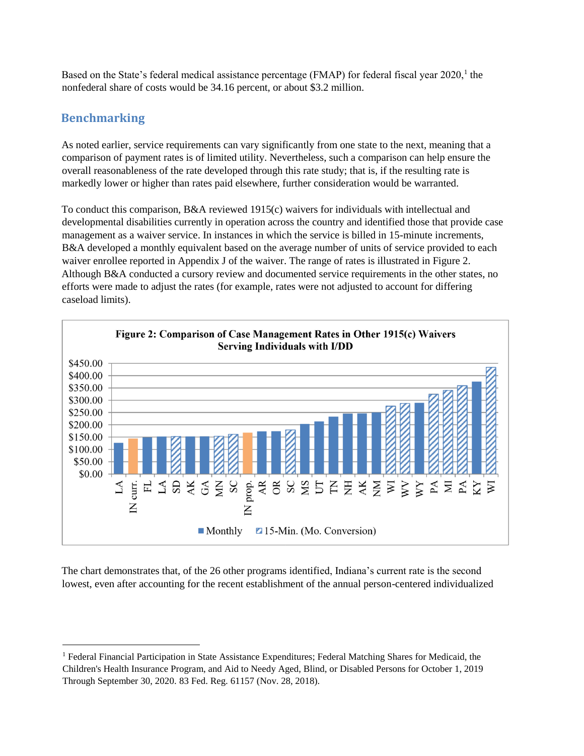Based on the State's federal medical assistance percentage (FMAP) for federal fiscal year 2020,[1] the nonfederal share of costs would be 34.16 percent, or about $3.2 million.

## Benchmarking

As noted earlier, service requirements can vary significantly from one state to the next, meaning that a comparison of payment rates is of limited utility. Nevertheless, such a comparison can help ensure the overall reasonableness of the rate developed through this rate study; that is, if the resulting rate is markedly lower or higher than rates paid elsewhere, further consideration would be warranted.

To conduct this comparison, B&A reviewed 1915(c) waivers for individuals with intellectual and developmental disabilities currently in operation across the country and identified those that provide case management as a waiver service. In instances in which the service is billed in 15-minute increments, B&A developed a monthly equivalent based on the average number of units of service provided to each waiver enrollee reported in Appendix J of the waiver. The range of rates is illustrated in Figure 2. Although B&A conducted a cursory review and documented service requirements in the other states, no efforts were made to adjust the rates (for example, rates were not adjusted to account for differing caseload limits).

**Figure 2: Comparison of Case Management Rates in Other 1915(c) Waivers Serving Individuals with I/DD**

$450.00
$400.00
$350.00
$300.00
$250.00
$200.00
$150.00
$100.00
$50.00
$0.00

LA, IN curr., FL, LA, SD, AK, GA, MN, SC, IN prop., AR, OR, SC, MS, UT, TN, NH, AK, NM, WI, WV, WY, PA, MI, PA, KY, WI

Monthly
15-Min. (Mo. Conversion)

The chart demonstrates that, of the 26 other programs identified, Indiana's current rate is the second lowest, even after accounting for the recent establishment of the annual person-centered individualized

---

[1] Federal Financial Participation in State Assistance Expenditures; Federal Matching Shares for Medicaid, the Children's Health Insurance Program, and Aid to Needy Aged, Blind, or Disabled Persons for October 1, 2019 Through September 30, 2020. 83 Fed. Reg. 61157 (Nov. 28, 2018).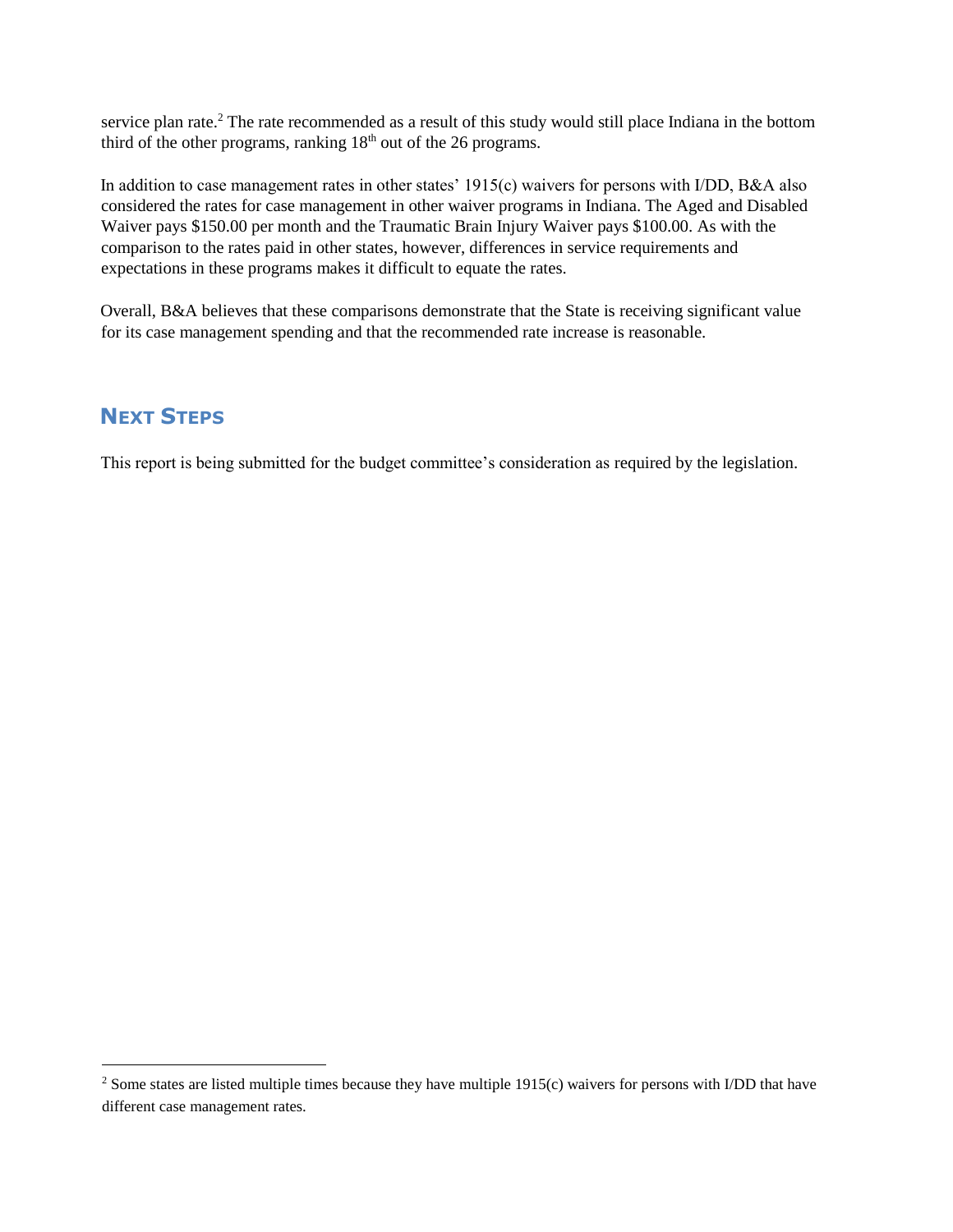service plan rate.[2] The rate recommended as a result of this study would still place Indiana in the bottom third of the other programs, ranking 18th out of the 26 programs.

In addition to case management rates in other states' 1915(c) waivers for persons with I/DD, B&A also considered the rates for case management in other waiver programs in Indiana. The Aged and Disabled Waiver pays $150.00 per month and the Traumatic Brain Injury Waiver pays $100.00. As with the comparison to the rates paid in other states, however, differences in service requirements and expectations in these programs makes it difficult to equate the rates.

Overall, B&A believes that these comparisons demonstrate that the State is receiving significant value for its case management spending and that the recommended rate increase is reasonable.

## Next Steps

This report is being submitted for the budget committee's consideration as required by the legislation.

---

[2] Some states are listed multiple times because they have multiple 1915(c) waivers for persons with I/DD that have different case management rates.